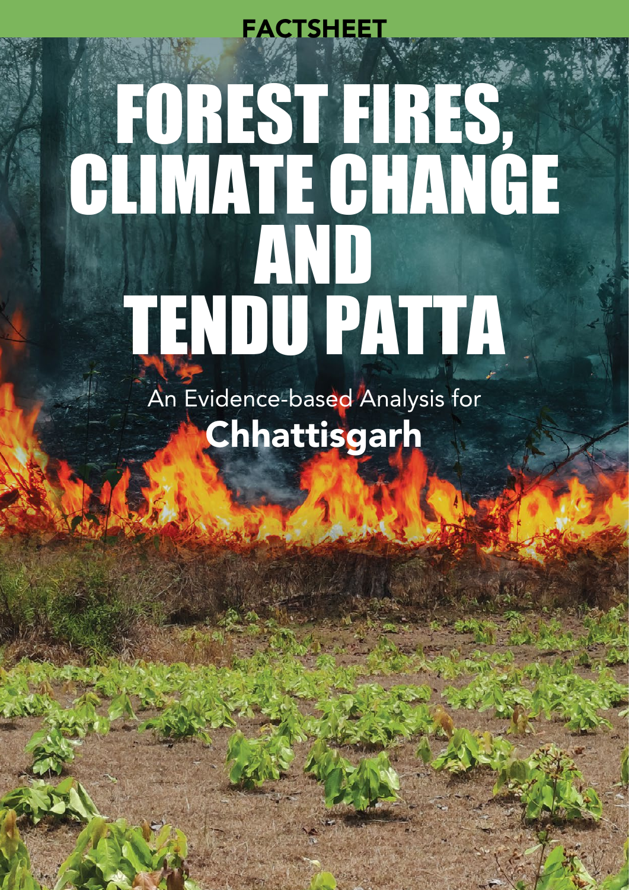FACTSHEET

# FOREST FIRES, CLIMATE CHANGE AND TENDU PATTA

An Evidence-based Analysis for

## Chhattisgarh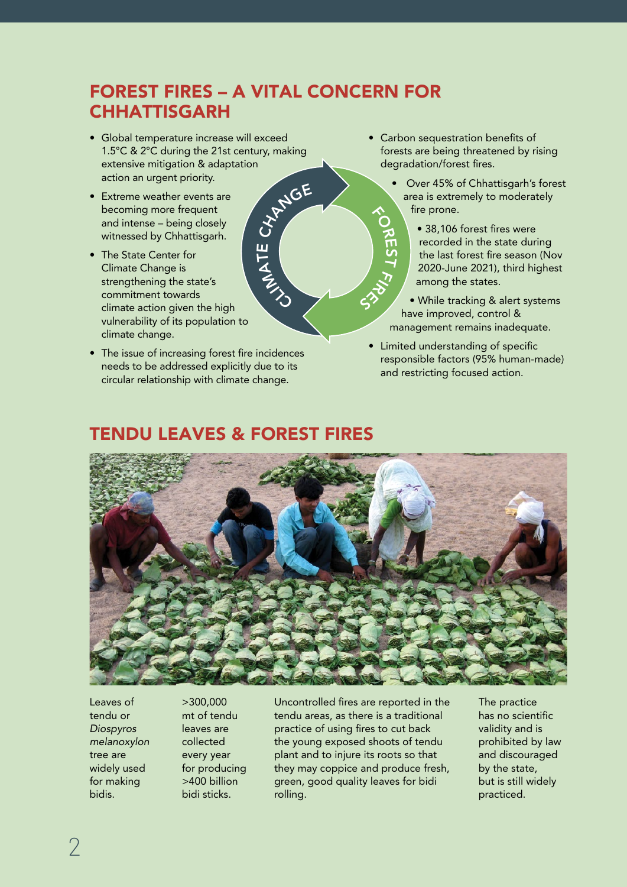## FOREST FIRES – A VITAL CONCERN FOR CHHATTISGARH

- Global temperature increase will exceed 1.5°C & 2°C during the 21st century, making extensive mitigation & adaptation action an urgent priority.
- Extreme weather events are becoming more frequent and intense – being closely witnessed by Chhattisgarh.
- The State Center for Climate Change is strengthening the state's commitment towards climate action given the high vulnerability of its population to climate change.
- The issue of increasing forest fire incidences needs to be addressed explicitly due to its circular relationship with climate change.

CLIMATE CHANGE

FOREST FIRES

- Carbon sequestration benefits of forests are being threatened by rising degradation/forest fires.
  - Over 45% of Chhattisgarh's forest area is extremely to moderately fire prone.
  - 38,106 forest fires were recorded in the state during the last forest fire season (Nov 2020-June 2021), third highest among the states.
  - While tracking & alert systems have improved, control & management remains inadequate.
- Limited understanding of specific responsible factors (95% human-made) and restricting focused action.

## TENDU LEAVES & FOREST FIRES

Leaves of tendu or *Diospyros melanoxylon* tree are widely used for making bidis.

>300,000 mt of tendu leaves are collected every year for producing >400 billion bidi sticks.

Uncontrolled fires are reported in the tendu areas, as there is a traditional practice of using fires to cut back the young exposed shoots of tendu plant and to injure its roots so that they may coppice and produce fresh, green, good quality leaves for bidi rolling.

The practice has no scientific validity and is prohibited by law and discouraged by the state, but is still widely practiced.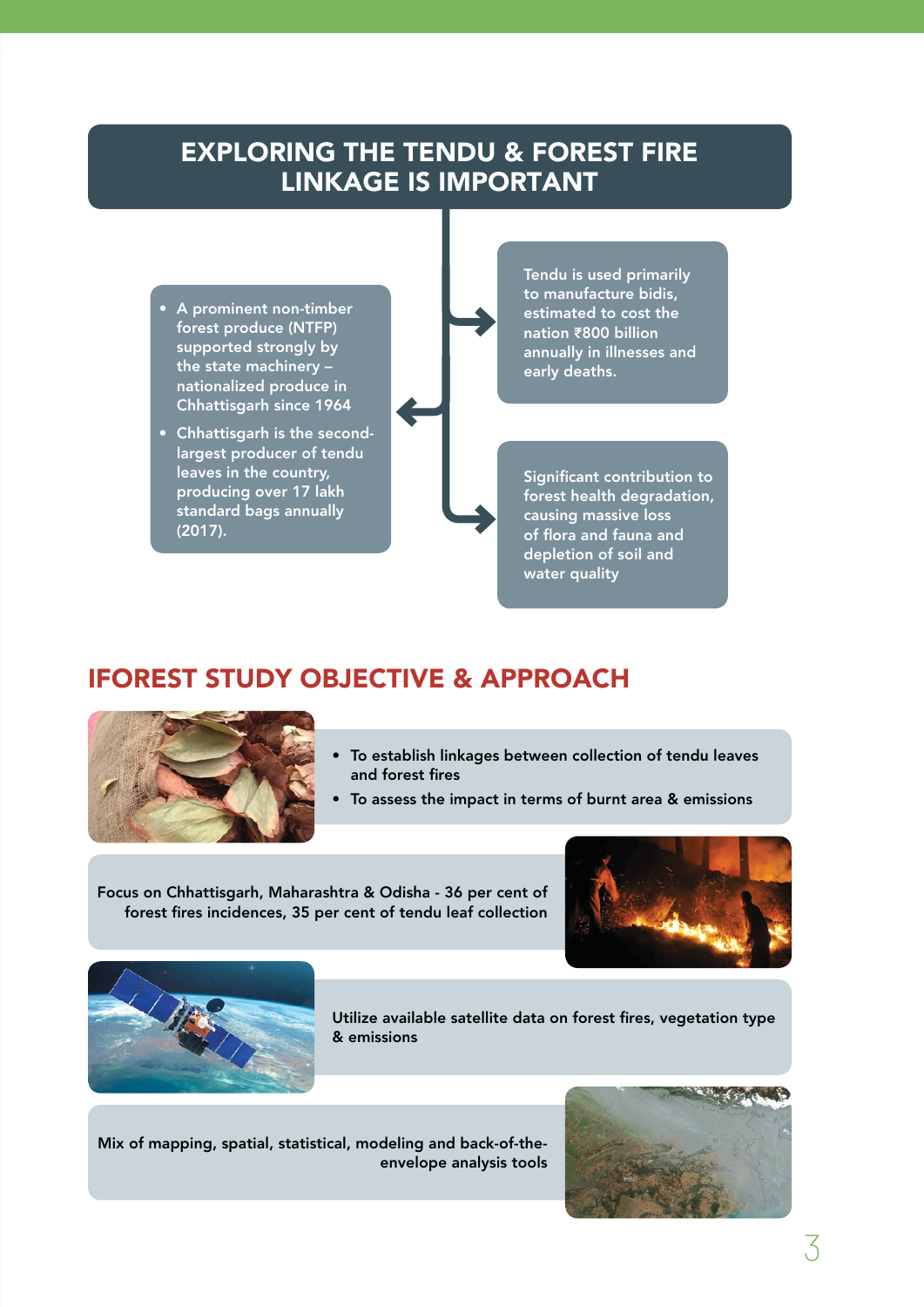# EXPLORING THE TENDU & FOREST FIRE LINKAGE IS IMPORTANT

- A prominent non-timber forest produce (NTFP) supported strongly by the state machinery – nationalized produce in Chhattisgarh since 1964
- Chhattisgarh is the second-largest producer of tendu leaves in the country, producing over 17 lakh standard bags annually (2017).

Tendu is used primarily to manufacture bidis, estimated to cost the nation ₹800 billion annually in illnesses and early deaths.

Significant contribution to forest health degradation, causing massive loss of flora and fauna and depletion of soil and water quality

## IFOREST STUDY OBJECTIVE & APPROACH

- To establish linkages between collection of tendu leaves and forest fires
- To assess the impact in terms of burnt area & emissions

Focus on Chhattisgarh, Maharashtra & Odisha - 36 per cent of forest fires incidences, 35 per cent of tendu leaf collection

Utilize available satellite data on forest fires, vegetation type & emissions

Mix of mapping, spatial, statistical, modeling and back-of-the-envelope analysis tools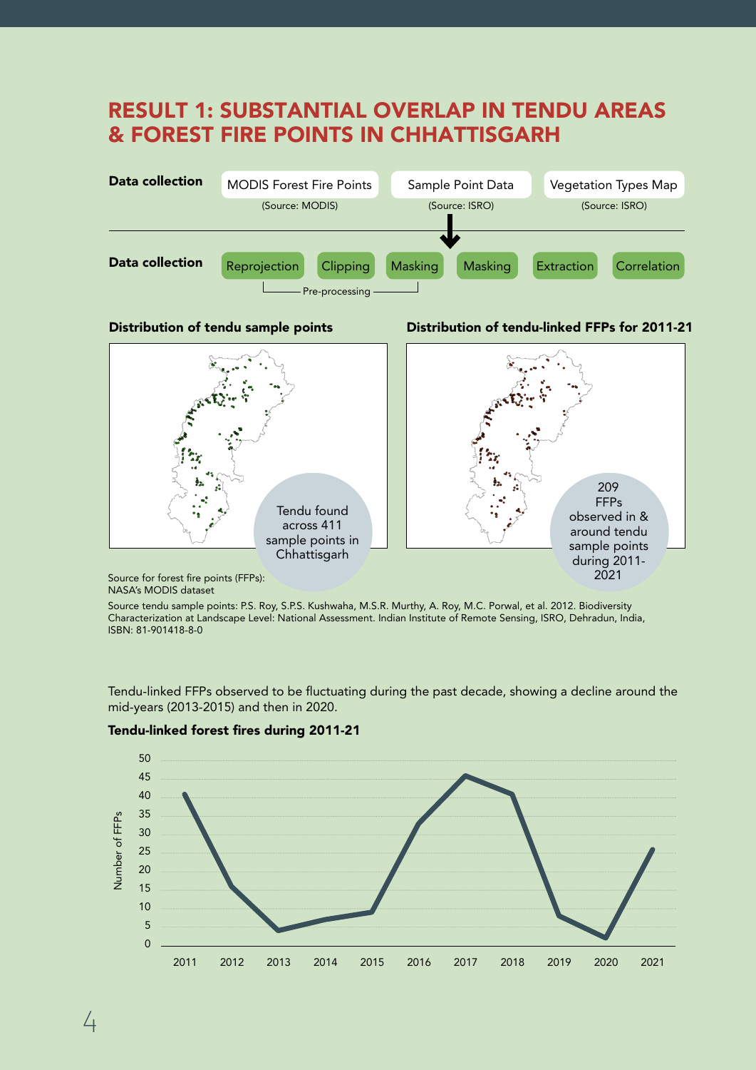# RESULT 1: SUBSTANTIAL OVERLAP IN TENDU AREAS & FOREST FIRE POINTS IN CHHATTISGARH

**Data collection**

MODIS Forest Fire Points
(Source: MODIS)

Sample Point Data
(Source: ISRO)

Vegetation Types Map
(Source: ISRO)

**Data collection**

Reprojection · Clipping · Masking · Masking · Extraction · Correlation

Pre-processing

**Distribution of tendu sample points**

Tendu found across 411 sample points in Chhattisgarh

**Distribution of tendu-linked FFPs for 2011-21**

209 FFPs observed in & around tendu sample points during 2011-2021

Source for forest fire points (FFPs): NASA's MODIS dataset

Source tendu sample points: P.S. Roy, S.P.S. Kushwaha, M.S.R. Murthy, A. Roy, M.C. Porwal, et al. 2012. Biodiversity Characterization at Landscape Level: National Assessment. Indian Institute of Remote Sensing, ISRO, Dehradun, India, ISBN: 81-901418-8-0

Tendu-linked FFPs observed to be fluctuating during the past decade, showing a decline around the mid-years (2013-2015) and then in 2020.

**Tendu-linked forest fires during 2011-21**

Number of FFPs

50
45
40
35
30
25
20
15
10
5
0

2011 2012 2013 2014 2015 2016 2017 2018 2019 2020 2021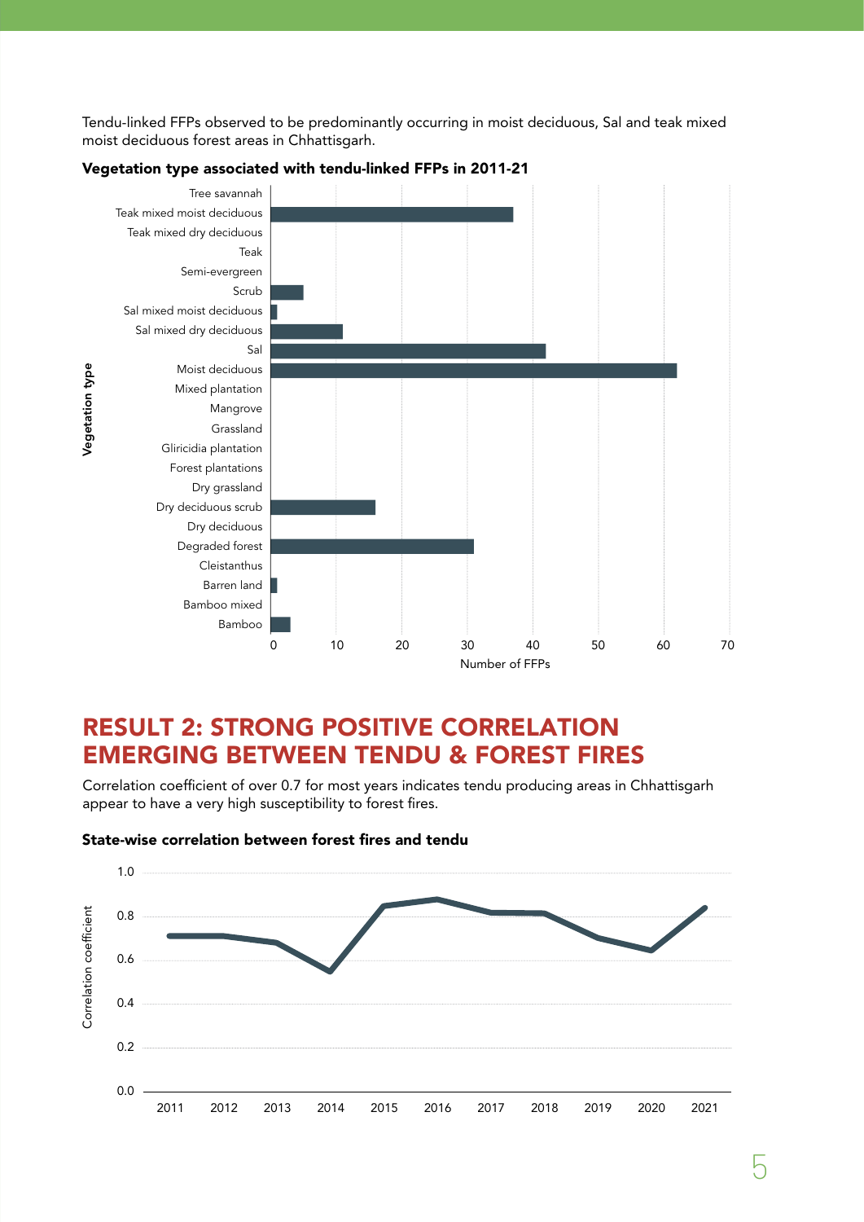Tendu-linked FFPs observed to be predominantly occurring in moist deciduous, Sal and teak mixed moist deciduous forest areas in Chhattisgarh.

**Vegetation type associated with tendu-linked FFPs in 2011-21**

Vegetation type

Tree savannah
Teak mixed moist deciduous
Teak mixed dry deciduous
Teak
Semi-evergreen
Scrub
Sal mixed moist deciduous
Sal mixed dry deciduous
Sal
Moist deciduous
Mixed plantation
Mangrove
Grassland
Gliricidia plantation
Forest plantations
Dry grassland
Dry deciduous scrub
Dry deciduous
Degraded forest
Cleistanthus
Barren land
Bamboo mixed
Bamboo

0 10 20 30 40 50 60 70

Number of FFPs

## RESULT 2: STRONG POSITIVE CORRELATION EMERGING BETWEEN TENDU & FOREST FIRES

Correlation coefficient of over 0.7 for most years indicates tendu producing areas in Chhattisgarh appear to have a very high susceptibility to forest fires.

**State-wise correlation between forest fires and tendu**

Correlation coefficient

1.0
0.8
0.6
0.4
0.2
0.0

2011 2012 2013 2014 2015 2016 2017 2018 2019 2020 2021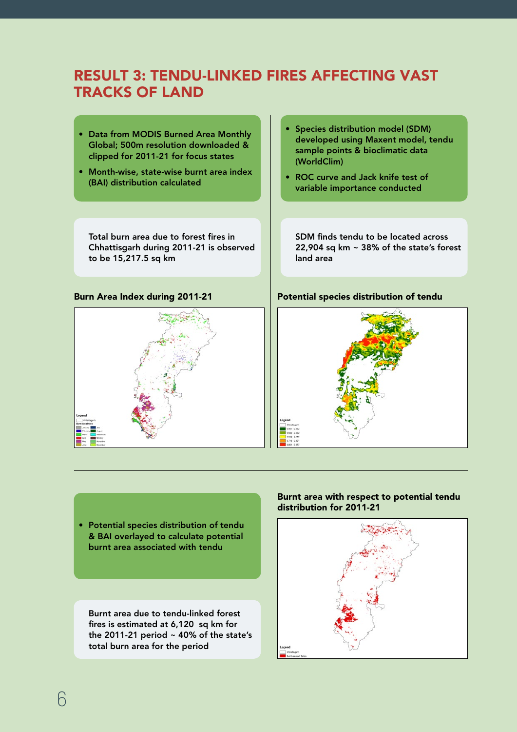# RESULT 3: TENDU-LINKED FIRES AFFECTING VAST TRACKS OF LAND

- Data from MODIS Burned Area Monthly Global; 500m resolution downloaded & clipped for 2011-21 for focus states
- Month-wise, state-wise burnt area index (BAI) distribution calculated

Total burn area due to forest fires in Chhattisgarh during 2011-21 is observed to be 15,217.5 sq km

**Burn Area Index during 2011-21**

Legend
Chhattisgarh
Burn Area Index
January
February
March
April
May
June
July
August
September
October
November
December

- Species distribution model (SDM) developed using Maxent model, tendu sample points & bioclimatic data (WorldClim)
- ROC curve and Jack knife test of variable importance conducted

SDM finds tendu to be located across 22,904 sq km ~ 38% of the state's forest land area

**Potential species distribution of tendu**

Legend
Chhattisgarh
0.361 - 0.562
0.562 - 0.632
0.632 - 0.716
0.716 - 0.821
0.821 - 0.977

- Potential species distribution of tendu & BAI overlayed to calculate potential burnt area associated with tendu

Burnt area due to tendu-linked forest fires is estimated at 6,120 sq km for the 2011-21 period ~ 40% of the state's total burn area for the period

**Burnt area with respect to potential tendu distribution for 2011-21**

Legend
Chhattisgarh
Burn area wrt Tendu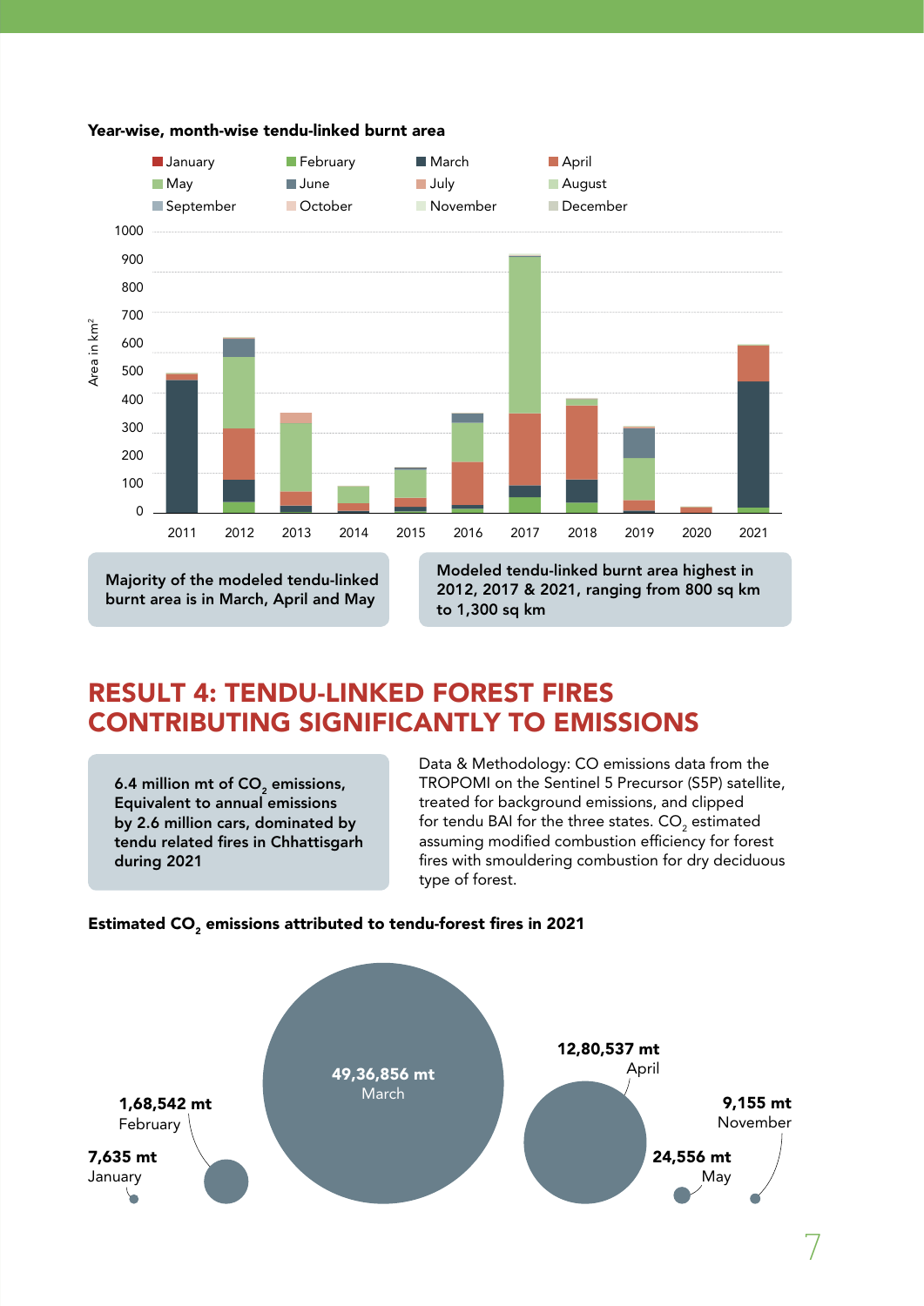**Year-wise, month-wise tendu-linked burnt area**

January
February
March
April
May
June
July
August
September
October
November
December

Area in km²

1000
900
800
700
600
500
400
300
200
100
0

2011
2012
2013
2014
2015
2016
2017
2018
2019
2020
2021

**Majority of the modeled tendu-linked burnt area is in March, April and May**

**Modeled tendu-linked burnt area highest in 2012, 2017 & 2021, ranging from 800 sq km to 1,300 sq km**

# RESULT 4: TENDU-LINKED FOREST FIRES CONTRIBUTING SIGNIFICANTLY TO EMISSIONS

**6.4 million mt of $CO_2$ emissions, Equivalent to annual emissions by 2.6 million cars, dominated by tendu related fires in Chhattisgarh during 2021**

Data & Methodology: CO emissions data from the TROPOMI on the Sentinel 5 Precursor (S5P) satellite, treated for background emissions, and clipped for tendu BAI for the three states. $CO_2$ estimated assuming modified combustion efficiency for forest fires with smouldering combustion for dry deciduous type of forest.

**Estimated $CO_2$ emissions attributed to tendu-forest fires in 2021**

**7,635 mt**
January

**1,68,542 mt**
February

**49,36,856 mt**
March

**12,80,537 mt**
April

**24,556 mt**
May

**9,155 mt**
November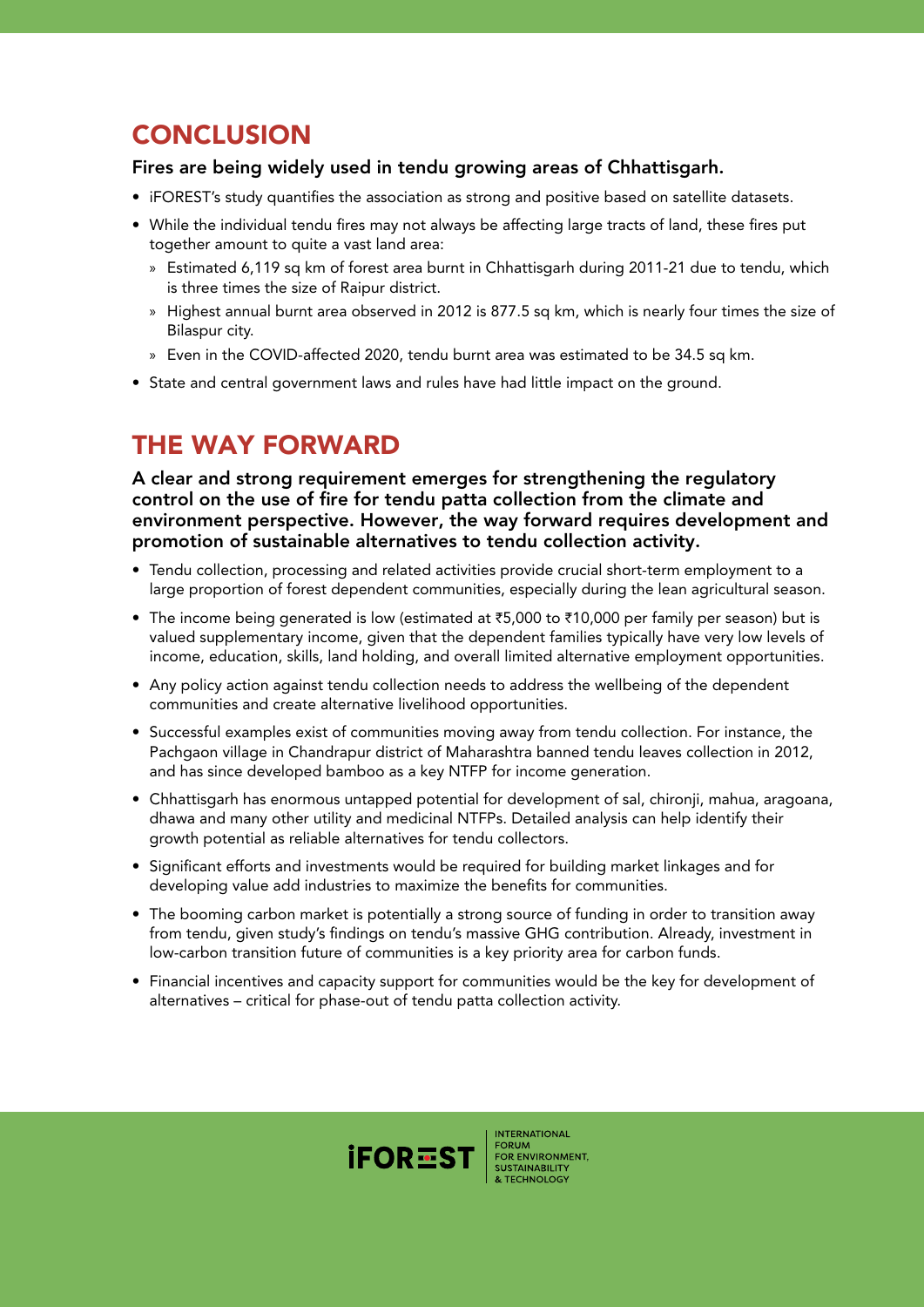## CONCLUSION

**Fires are being widely used in tendu growing areas of Chhattisgarh.**

- iFOREST's study quantifies the association as strong and positive based on satellite datasets.
- While the individual tendu fires may not always be affecting large tracts of land, these fires put together amount to quite a vast land area:
  - Estimated 6,119 sq km of forest area burnt in Chhattisgarh during 2011-21 due to tendu, which is three times the size of Raipur district.
  - Highest annual burnt area observed in 2012 is 877.5 sq km, which is nearly four times the size of Bilaspur city.
  - Even in the COVID-affected 2020, tendu burnt area was estimated to be 34.5 sq km.
- State and central government laws and rules have had little impact on the ground.

## THE WAY FORWARD

**A clear and strong requirement emerges for strengthening the regulatory control on the use of fire for tendu patta collection from the climate and environment perspective. However, the way forward requires development and promotion of sustainable alternatives to tendu collection activity.**

- Tendu collection, processing and related activities provide crucial short-term employment to a large proportion of forest dependent communities, especially during the lean agricultural season.
- The income being generated is low (estimated at ₹5,000 to ₹10,000 per family per season) but is valued supplementary income, given that the dependent families typically have very low levels of income, education, skills, land holding, and overall limited alternative employment opportunities.
- Any policy action against tendu collection needs to address the wellbeing of the dependent communities and create alternative livelihood opportunities.
- Successful examples exist of communities moving away from tendu collection. For instance, the Pachgaon village in Chandrapur district of Maharashtra banned tendu leaves collection in 2012, and has since developed bamboo as a key NTFP for income generation.
- Chhattisgarh has enormous untapped potential for development of sal, chironji, mahua, aragoana, dhawa and many other utility and medicinal NTFPs. Detailed analysis can help identify their growth potential as reliable alternatives for tendu collectors.
- Significant efforts and investments would be required for building market linkages and for developing value add industries to maximize the benefits for communities.
- The booming carbon market is potentially a strong source of funding in order to transition away from tendu, given study's findings on tendu's massive GHG contribution. Already, investment in low-carbon transition future of communities is a key priority area for carbon funds.
- Financial incentives and capacity support for communities would be the key for development of alternatives – critical for phase-out of tendu patta collection activity.

iFOREST | INTERNATIONAL FORUM FOR ENVIRONMENT, SUSTAINABILITY & TECHNOLOGY